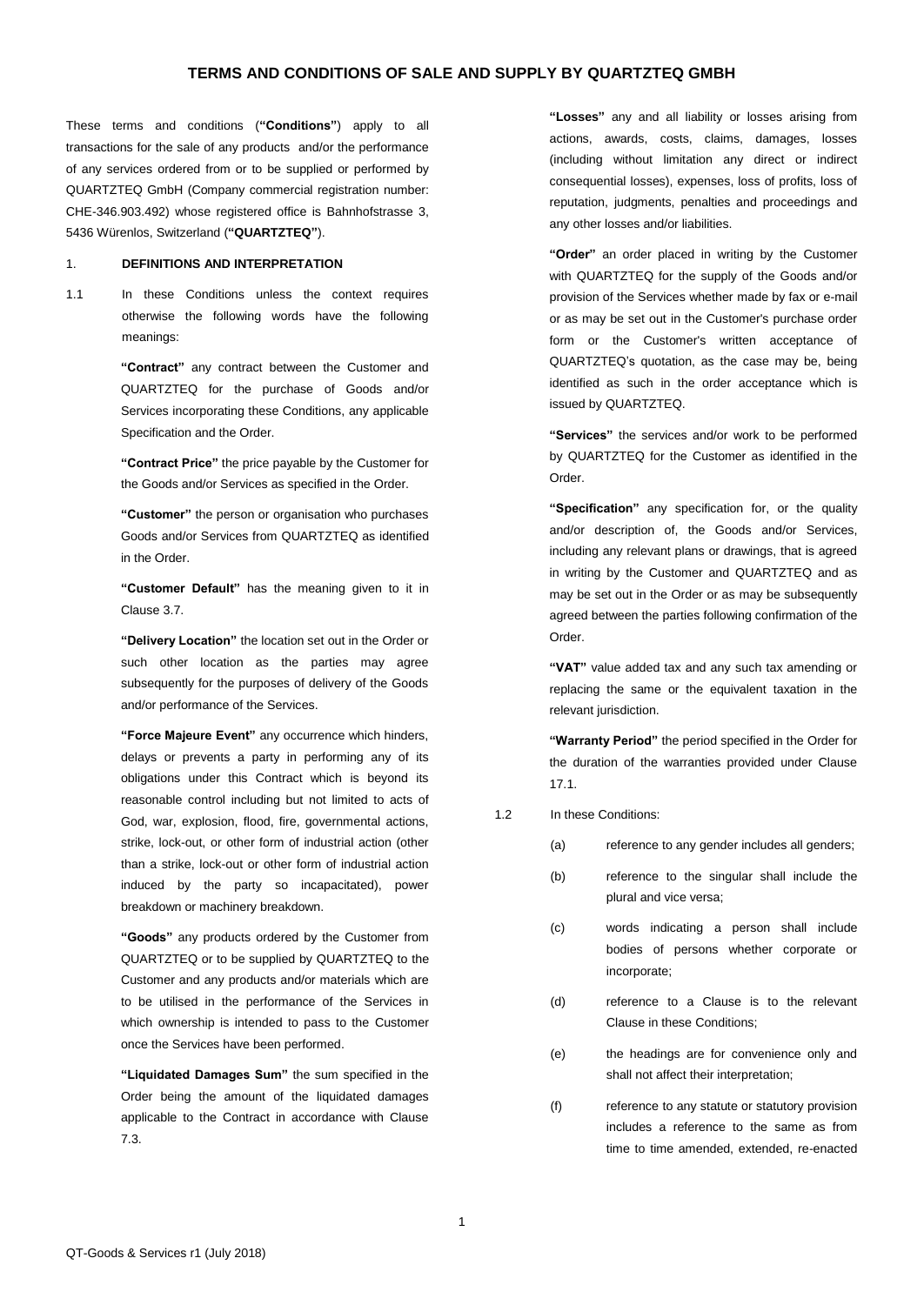# TERMS AND CONDITIONS OF SALE AND SUPPLY BY QUARTZTEQ GMBH

These terms and conditions (**"Conditions"**) apply to all transactions for the sale of any products and/or the performance of any services ordered from or to be supplied or performed by QUARTZTEQ GmbH (Company commercial registration number: CHE-346.903.492) whose registered office is Bahnhofstrasse 3, 5436 Würenlos, Switzerland (**"QUARTZTEQ"**).

## 1. DEFINITIONS AND INTERPRETATION

1.1 In these Conditions unless the context requires otherwise the following words have the following meanings:

**"Contract"** any contract between the Customer and QUARTZTEQ for the purchase of Goods and/or Services incorporating these Conditions, any applicable Specification and the Order.

**"Contract Price"** the price payable by the Customer for the Goods and/or Services as specified in the Order.

**"Customer"** the person or organisation who purchases Goods and/or Services from QUARTZTEQ as identified in the Order.

**"Customer Default"** has the meaning given to it in Clause 3.7.

**"Delivery Location"** the location set out in the Order or such other location as the parties may agree subsequently for the purposes of delivery of the Goods and/or performance of the Services.

**"Force Majeure Event"** any occurrence which hinders, delays or prevents a party in performing any of its obligations under this Contract which is beyond its reasonable control including but not limited to acts of God, war, explosion, flood, fire, governmental actions, strike, lock-out, or other form of industrial action (other than a strike, lock-out or other form of industrial action induced by the party so incapacitated), power breakdown or machinery breakdown.

**"Goods"** any products ordered by the Customer from QUARTZTEQ or to be supplied by QUARTZTEQ to the Customer and any products and/or materials which are to be utilised in the performance of the Services in which ownership is intended to pass to the Customer once the Services have been performed.

**"Liquidated Damages Sum"** the sum specified in the Order being the amount of the liquidated damages applicable to the Contract in accordance with Clause 7.3.

**"Losses"** any and all liability or losses arising from actions, awards, costs, claims, damages, losses (including without limitation any direct or indirect consequential losses), expenses, loss of profits, loss of reputation, judgments, penalties and proceedings and any other losses and/or liabilities.

**"Order"** an order placed in writing by the Customer with QUARTZTEQ for the supply of the Goods and/or provision of the Services whether made by fax or e-mail or as may be set out in the Customer's purchase order form or the Customer's written acceptance of QUARTZTEQ's quotation, as the case may be, being identified as such in the order acceptance which is issued by QUARTZTEQ.

**"Services"** the services and/or work to be performed by QUARTZTEQ for the Customer as identified in the Order.

**"Specification"** any specification for, or the quality and/or description of, the Goods and/or Services, including any relevant plans or drawings, that is agreed in writing by the Customer and QUARTZTEQ and as may be set out in the Order or as may be subsequently agreed between the parties following confirmation of the Order.

**"VAT"** value added tax and any such tax amending or replacing the same or the equivalent taxation in the relevant jurisdiction.

**"Warranty Period"** the period specified in the Order for the duration of the warranties provided under Clause 17.1.

1.2 In these Conditions:

(a) reference to any gender includes all genders;

(b) reference to the singular shall include the plural and vice versa;

(c) words indicating a person shall include bodies of persons whether corporate or incorporate;

(d) reference to a Clause is to the relevant Clause in these Conditions;

(e) the headings are for convenience only and shall not affect their interpretation;

(f) reference to any statute or statutory provision includes a reference to the same as from time to time amended, extended, re-enacted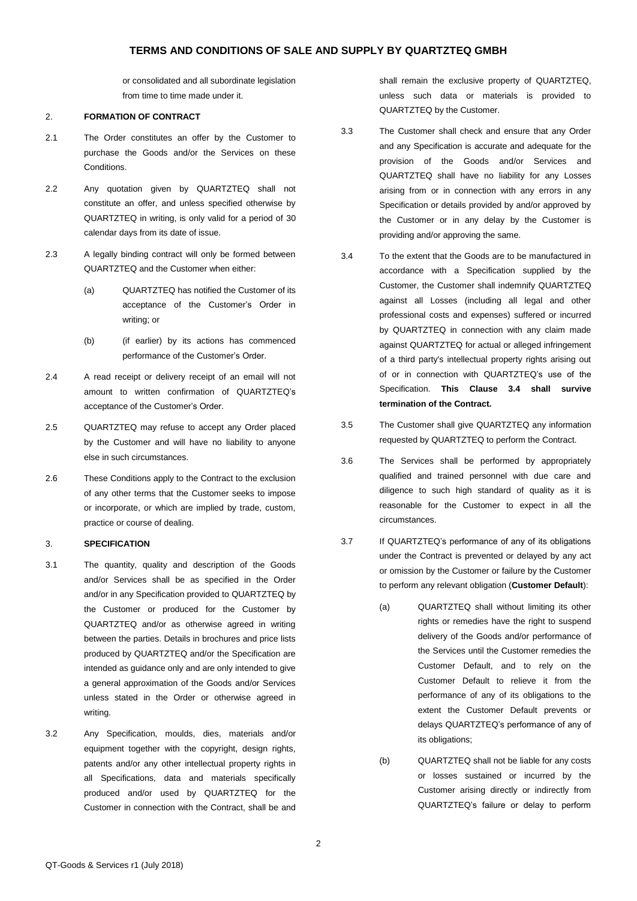or consolidated and all subordinate legislation from time to time made under it.

## 2. FORMATION OF CONTRACT

2.1 The Order constitutes an offer by the Customer to purchase the Goods and/or the Services on these Conditions.

2.2 Any quotation given by QUARTZTEQ shall not constitute an offer, and unless specified otherwise by QUARTZTEQ in writing, is only valid for a period of 30 calendar days from its date of issue.

2.3 A legally binding contract will only be formed between QUARTZTEQ and the Customer when either:

(a) QUARTZTEQ has notified the Customer of its acceptance of the Customer's Order in writing; or

(b) (if earlier) by its actions has commenced performance of the Customer's Order.

2.4 A read receipt or delivery receipt of an email will not amount to written confirmation of QUARTZTEQ's acceptance of the Customer's Order.

2.5 QUARTZTEQ may refuse to accept any Order placed by the Customer and will have no liability to anyone else in such circumstances.

2.6 These Conditions apply to the Contract to the exclusion of any other terms that the Customer seeks to impose or incorporate, or which are implied by trade, custom, practice or course of dealing.

## 3. SPECIFICATION

3.1 The quantity, quality and description of the Goods and/or Services shall be as specified in the Order and/or in any Specification provided to QUARTZTEQ by the Customer or produced for the Customer by QUARTZTEQ and/or as otherwise agreed in writing between the parties. Details in brochures and price lists produced by QUARTZTEQ and/or the Specification are intended as guidance only and are only intended to give a general approximation of the Goods and/or Services unless stated in the Order or otherwise agreed in writing.

3.2 Any Specification, moulds, dies, materials and/or equipment together with the copyright, design rights, patents and/or any other intellectual property rights in all Specifications, data and materials specifically produced and/or used by QUARTZTEQ for the Customer in connection with the Contract, shall be and shall remain the exclusive property of QUARTZTEQ, unless such data or materials is provided to QUARTZTEQ by the Customer.

3.3 The Customer shall check and ensure that any Order and any Specification is accurate and adequate for the provision of the Goods and/or Services and QUARTZTEQ shall have no liability for any Losses arising from or in connection with any errors in any Specification or details provided by and/or approved by the Customer or in any delay by the Customer is providing and/or approving the same.

3.4 To the extent that the Goods are to be manufactured in accordance with a Specification supplied by the Customer, the Customer shall indemnify QUARTZTEQ against all Losses (including all legal and other professional costs and expenses) suffered or incurred by QUARTZTEQ in connection with any claim made against QUARTZTEQ for actual or alleged infringement of a third party's intellectual property rights arising out of or in connection with QUARTZTEQ's use of the Specification. **This Clause 3.4 shall survive termination of the Contract.**

3.5 The Customer shall give QUARTZTEQ any information requested by QUARTZTEQ to perform the Contract.

3.6 The Services shall be performed by appropriately qualified and trained personnel with due care and diligence to such high standard of quality as it is reasonable for the Customer to expect in all the circumstances.

3.7 If QUARTZTEQ's performance of any of its obligations under the Contract is prevented or delayed by any act or omission by the Customer or failure by the Customer to perform any relevant obligation (**Customer Default**):

(a) QUARTZTEQ shall without limiting its other rights or remedies have the right to suspend delivery of the Goods and/or performance of the Services until the Customer remedies the Customer Default, and to rely on the Customer Default to relieve it from the performance of any of its obligations to the extent the Customer Default prevents or delays QUARTZTEQ's performance of any of its obligations;

(b) QUARTZTEQ shall not be liable for any costs or losses sustained or incurred by the Customer arising directly or indirectly from QUARTZTEQ's failure or delay to perform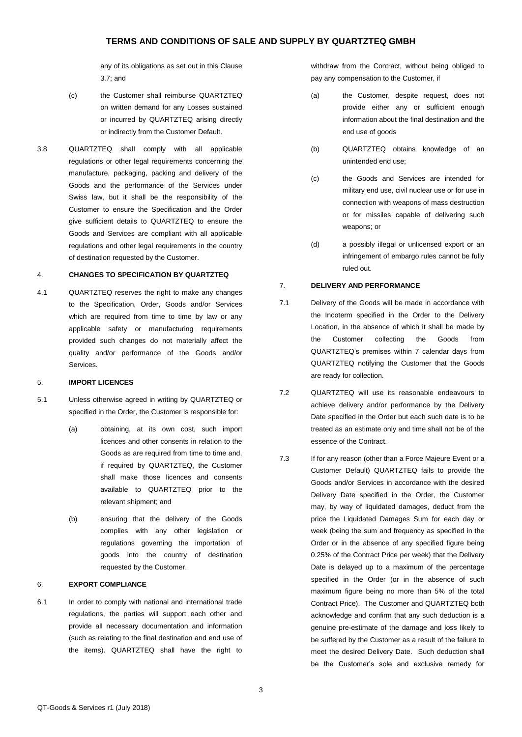any of its obligations as set out in this Clause 3.7; and

(c) the Customer shall reimburse QUARTZTEQ on written demand for any Losses sustained or incurred by QUARTZTEQ arising directly or indirectly from the Customer Default.

3.8 QUARTZTEQ shall comply with all applicable regulations or other legal requirements concerning the manufacture, packaging, packing and delivery of the Goods and the performance of the Services under Swiss law, but it shall be the responsibility of the Customer to ensure the Specification and the Order give sufficient details to QUARTZTEQ to ensure the Goods and Services are compliant with all applicable regulations and other legal requirements in the country of destination requested by the Customer.

## 4. CHANGES TO SPECIFICATION BY QUARTZTEQ

4.1 QUARTZTEQ reserves the right to make any changes to the Specification, Order, Goods and/or Services which are required from time to time by law or any applicable safety or manufacturing requirements provided such changes do not materially affect the quality and/or performance of the Goods and/or Services.

## 5. IMPORT LICENCES

5.1 Unless otherwise agreed in writing by QUARTZTEQ or specified in the Order, the Customer is responsible for:

(a) obtaining, at its own cost, such import licences and other consents in relation to the Goods as are required from time to time and, if required by QUARTZTEQ, the Customer shall make those licences and consents available to QUARTZTEQ prior to the relevant shipment; and

(b) ensuring that the delivery of the Goods complies with any other legislation or regulations governing the importation of goods into the country of destination requested by the Customer.

## 6. EXPORT COMPLIANCE

6.1 In order to comply with national and international trade regulations, the parties will support each other and provide all necessary documentation and information (such as relating to the final destination and end use of the items). QUARTZTEQ shall have the right to withdraw from the Contract, without being obliged to pay any compensation to the Customer, if

(a) the Customer, despite request, does not provide either any or sufficient enough information about the final destination and the end use of goods

(b) QUARTZTEQ obtains knowledge of an unintended end use;

(c) the Goods and Services are intended for military end use, civil nuclear use or for use in connection with weapons of mass destruction or for missiles capable of delivering such weapons; or

(d) a possibly illegal or unlicensed export or an infringement of embargo rules cannot be fully ruled out.

## 7. DELIVERY AND PERFORMANCE

7.1 Delivery of the Goods will be made in accordance with the Incoterm specified in the Order to the Delivery Location, in the absence of which it shall be made by the Customer collecting the Goods from QUARTZTEQ's premises within 7 calendar days from QUARTZTEQ notifying the Customer that the Goods are ready for collection.

7.2 QUARTZTEQ will use its reasonable endeavours to achieve delivery and/or performance by the Delivery Date specified in the Order but each such date is to be treated as an estimate only and time shall not be of the essence of the Contract.

7.3 If for any reason (other than a Force Majeure Event or a Customer Default) QUARTZTEQ fails to provide the Goods and/or Services in accordance with the desired Delivery Date specified in the Order, the Customer may, by way of liquidated damages, deduct from the price the Liquidated Damages Sum for each day or week (being the sum and frequency as specified in the Order or in the absence of any specified figure being 0.25% of the Contract Price per week) that the Delivery Date is delayed up to a maximum of the percentage specified in the Order (or in the absence of such maximum figure being no more than 5% of the total Contract Price). The Customer and QUARTZTEQ both acknowledge and confirm that any such deduction is a genuine pre-estimate of the damage and loss likely to be suffered by the Customer as a result of the failure to meet the desired Delivery Date. Such deduction shall be the Customer's sole and exclusive remedy for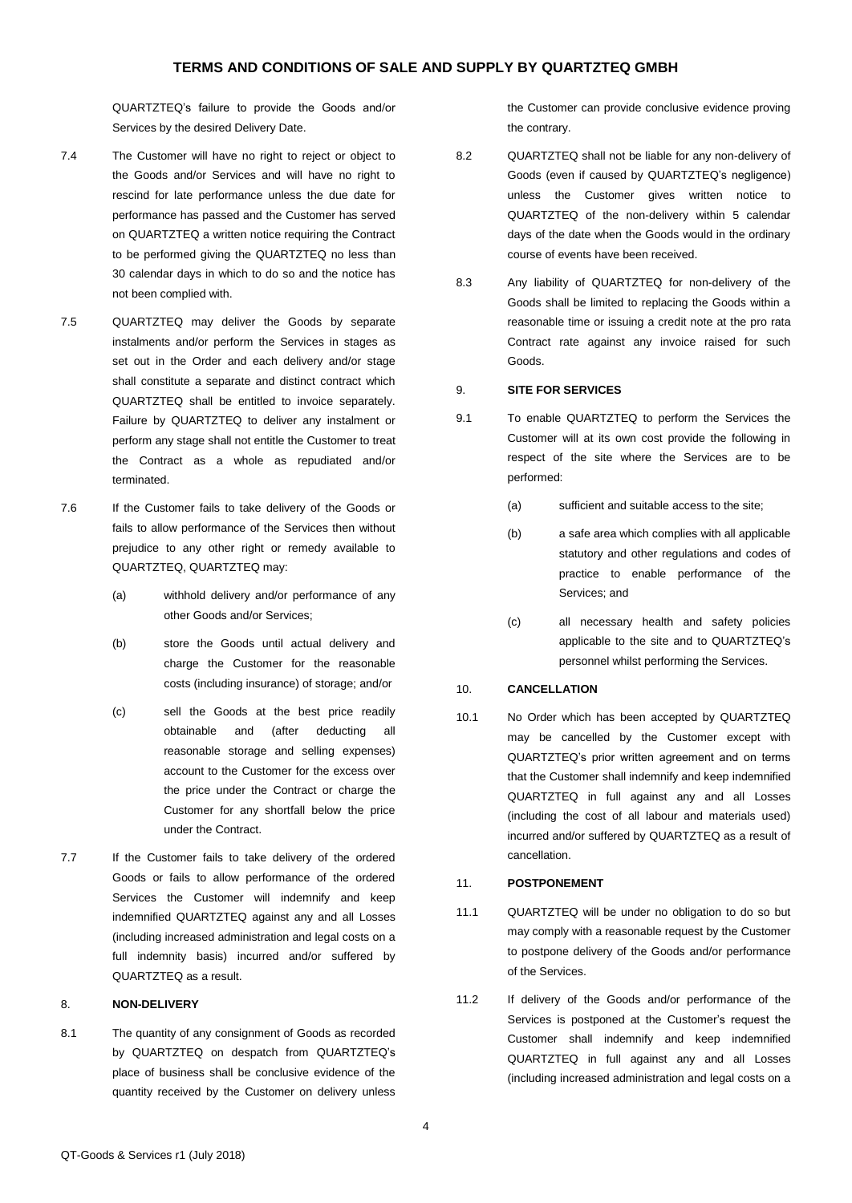QUARTZTEQ's failure to provide the Goods and/or Services by the desired Delivery Date.

7.4 The Customer will have no right to reject or object to the Goods and/or Services and will have no right to rescind for late performance unless the due date for performance has passed and the Customer has served on QUARTZTEQ a written notice requiring the Contract to be performed giving the QUARTZTEQ no less than 30 calendar days in which to do so and the notice has not been complied with.

7.5 QUARTZTEQ may deliver the Goods by separate instalments and/or perform the Services in stages as set out in the Order and each delivery and/or stage shall constitute a separate and distinct contract which QUARTZTEQ shall be entitled to invoice separately. Failure by QUARTZTEQ to deliver any instalment or perform any stage shall not entitle the Customer to treat the Contract as a whole as repudiated and/or terminated.

7.6 If the Customer fails to take delivery of the Goods or fails to allow performance of the Services then without prejudice to any other right or remedy available to QUARTZTEQ, QUARTZTEQ may:

(a) withhold delivery and/or performance of any other Goods and/or Services;

(b) store the Goods until actual delivery and charge the Customer for the reasonable costs (including insurance) of storage; and/or

(c) sell the Goods at the best price readily obtainable and (after deducting all reasonable storage and selling expenses) account to the Customer for the excess over the price under the Contract or charge the Customer for any shortfall below the price under the Contract.

7.7 If the Customer fails to take delivery of the ordered Goods or fails to allow performance of the ordered Services the Customer will indemnify and keep indemnified QUARTZTEQ against any and all Losses (including increased administration and legal costs on a full indemnity basis) incurred and/or suffered by QUARTZTEQ as a result.

## 8. NON-DELIVERY

8.1 The quantity of any consignment of Goods as recorded by QUARTZTEQ on despatch from QUARTZTEQ's place of business shall be conclusive evidence of the quantity received by the Customer on delivery unless the Customer can provide conclusive evidence proving the contrary.

8.2 QUARTZTEQ shall not be liable for any non-delivery of Goods (even if caused by QUARTZTEQ's negligence) unless the Customer gives written notice to QUARTZTEQ of the non-delivery within 5 calendar days of the date when the Goods would in the ordinary course of events have been received.

8.3 Any liability of QUARTZTEQ for non-delivery of the Goods shall be limited to replacing the Goods within a reasonable time or issuing a credit note at the pro rata Contract rate against any invoice raised for such Goods.

## 9. SITE FOR SERVICES

9.1 To enable QUARTZTEQ to perform the Services the Customer will at its own cost provide the following in respect of the site where the Services are to be performed:

(a) sufficient and suitable access to the site;

(b) a safe area which complies with all applicable statutory and other regulations and codes of practice to enable performance of the Services; and

(c) all necessary health and safety policies applicable to the site and to QUARTZTEQ's personnel whilst performing the Services.

## 10. CANCELLATION

10.1 No Order which has been accepted by QUARTZTEQ may be cancelled by the Customer except with QUARTZTEQ's prior written agreement and on terms that the Customer shall indemnify and keep indemnified QUARTZTEQ in full against any and all Losses (including the cost of all labour and materials used) incurred and/or suffered by QUARTZTEQ as a result of cancellation.

## 11. POSTPONEMENT

11.1 QUARTZTEQ will be under no obligation to do so but may comply with a reasonable request by the Customer to postpone delivery of the Goods and/or performance of the Services.

11.2 If delivery of the Goods and/or performance of the Services is postponed at the Customer's request the Customer shall indemnify and keep indemnified QUARTZTEQ in full against any and all Losses (including increased administration and legal costs on a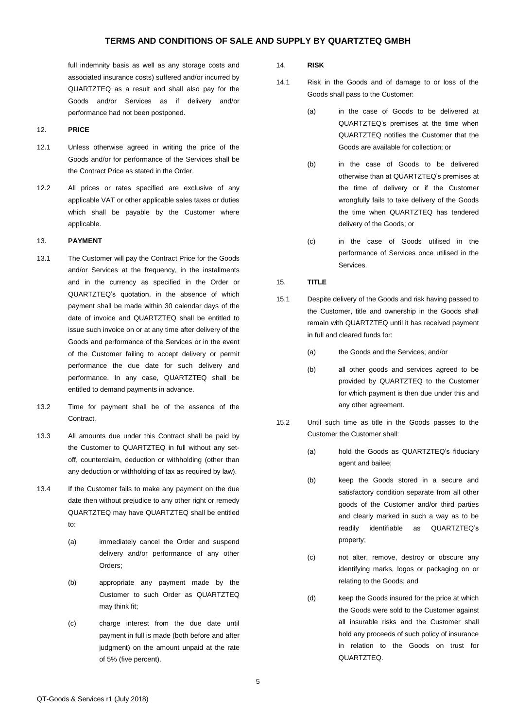full indemnity basis as well as any storage costs and associated insurance costs) suffered and/or incurred by QUARTZTEQ as a result and shall also pay for the Goods and/or Services as if delivery and/or performance had not been postponed.

## 12. PRICE

12.1 Unless otherwise agreed in writing the price of the Goods and/or for performance of the Services shall be the Contract Price as stated in the Order.

12.2 All prices or rates specified are exclusive of any applicable VAT or other applicable sales taxes or duties which shall be payable by the Customer where applicable.

## 13. PAYMENT

13.1 The Customer will pay the Contract Price for the Goods and/or Services at the frequency, in the installments and in the currency as specified in the Order or QUARTZTEQ's quotation, in the absence of which payment shall be made within 30 calendar days of the date of invoice and QUARTZTEQ shall be entitled to issue such invoice on or at any time after delivery of the Goods and performance of the Services or in the event of the Customer failing to accept delivery or permit performance the due date for such delivery and performance. In any case, QUARTZTEQ shall be entitled to demand payments in advance.

13.2 Time for payment shall be of the essence of the Contract.

13.3 All amounts due under this Contract shall be paid by the Customer to QUARTZTEQ in full without any set-off, counterclaim, deduction or withholding (other than any deduction or withholding of tax as required by law).

13.4 If the Customer fails to make any payment on the due date then without prejudice to any other right or remedy QUARTZTEQ may have QUARTZTEQ shall be entitled to:

(a) immediately cancel the Order and suspend delivery and/or performance of any other Orders;

(b) appropriate any payment made by the Customer to such Order as QUARTZTEQ may think fit;

(c) charge interest from the due date until payment in full is made (both before and after judgment) on the amount unpaid at the rate of 5% (five percent).

## 14. RISK

14.1 Risk in the Goods and of damage to or loss of the Goods shall pass to the Customer:

(a) in the case of Goods to be delivered at QUARTZTEQ's premises at the time when QUARTZTEQ notifies the Customer that the Goods are available for collection; or

(b) in the case of Goods to be delivered otherwise than at QUARTZTEQ's premises at the time of delivery or if the Customer wrongfully fails to take delivery of the Goods the time when QUARTZTEQ has tendered delivery of the Goods; or

(c) in the case of Goods utilised in the performance of Services once utilised in the Services.

## 15. TITLE

15.1 Despite delivery of the Goods and risk having passed to the Customer, title and ownership in the Goods shall remain with QUARTZTEQ until it has received payment in full and cleared funds for:

(a) the Goods and the Services; and/or

(b) all other goods and services agreed to be provided by QUARTZTEQ to the Customer for which payment is then due under this and any other agreement.

15.2 Until such time as title in the Goods passes to the Customer the Customer shall:

(a) hold the Goods as QUARTZTEQ's fiduciary agent and bailee;

(b) keep the Goods stored in a secure and satisfactory condition separate from all other goods of the Customer and/or third parties and clearly marked in such a way as to be readily identifiable as QUARTZTEQ's property;

(c) not alter, remove, destroy or obscure any identifying marks, logos or packaging on or relating to the Goods; and

(d) keep the Goods insured for the price at which the Goods were sold to the Customer against all insurable risks and the Customer shall hold any proceeds of such policy of insurance in relation to the Goods on trust for QUARTZTEQ.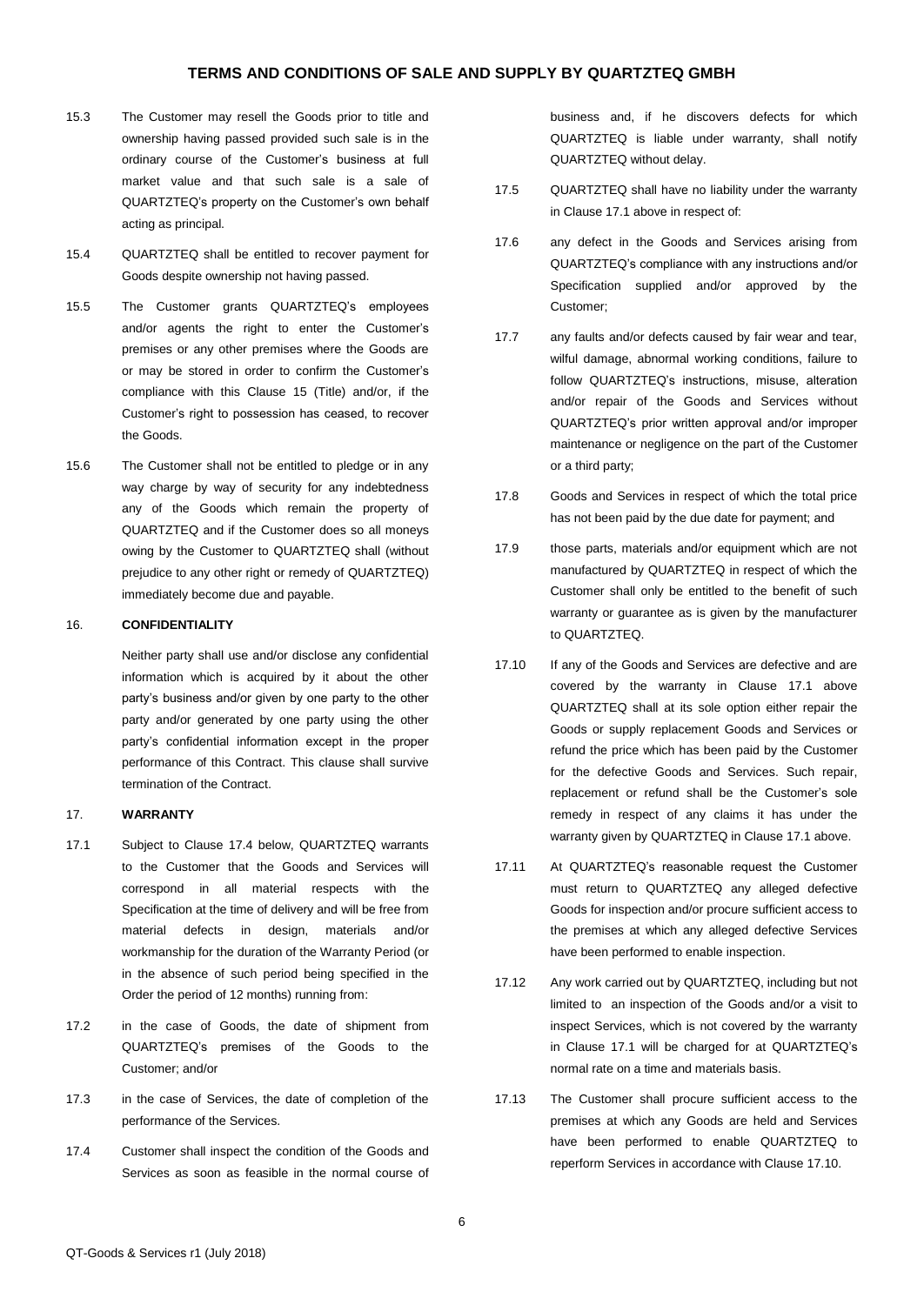15.3 The Customer may resell the Goods prior to title and ownership having passed provided such sale is in the ordinary course of the Customer's business at full market value and that such sale is a sale of QUARTZTEQ's property on the Customer's own behalf acting as principal.

15.4 QUARTZTEQ shall be entitled to recover payment for Goods despite ownership not having passed.

15.5 The Customer grants QUARTZTEQ's employees and/or agents the right to enter the Customer's premises or any other premises where the Goods are or may be stored in order to confirm the Customer's compliance with this Clause 15 (Title) and/or, if the Customer's right to possession has ceased, to recover the Goods.

15.6 The Customer shall not be entitled to pledge or in any way charge by way of security for any indebtedness any of the Goods which remain the property of QUARTZTEQ and if the Customer does so all moneys owing by the Customer to QUARTZTEQ shall (without prejudice to any other right or remedy of QUARTZTEQ) immediately become due and payable.

## 16. CONFIDENTIALITY

Neither party shall use and/or disclose any confidential information which is acquired by it about the other party's business and/or given by one party to the other party and/or generated by one party using the other party's confidential information except in the proper performance of this Contract. This clause shall survive termination of the Contract.

## 17. WARRANTY

17.1 Subject to Clause 17.4 below, QUARTZTEQ warrants to the Customer that the Goods and Services will correspond in all material respects with the Specification at the time of delivery and will be free from material defects in design, materials and/or workmanship for the duration of the Warranty Period (or in the absence of such period being specified in the Order the period of 12 months) running from:

17.2 in the case of Goods, the date of shipment from QUARTZTEQ's premises of the Goods to the Customer; and/or

17.3 in the case of Services, the date of completion of the performance of the Services.

17.4 Customer shall inspect the condition of the Goods and Services as soon as feasible in the normal course of business and, if he discovers defects for which QUARTZTEQ is liable under warranty, shall notify QUARTZTEQ without delay.

17.5 QUARTZTEQ shall have no liability under the warranty in Clause 17.1 above in respect of:

17.6 any defect in the Goods and Services arising from QUARTZTEQ's compliance with any instructions and/or Specification supplied and/or approved by the Customer;

17.7 any faults and/or defects caused by fair wear and tear, wilful damage, abnormal working conditions, failure to follow QUARTZTEQ's instructions, misuse, alteration and/or repair of the Goods and Services without QUARTZTEQ's prior written approval and/or improper maintenance or negligence on the part of the Customer or a third party;

17.8 Goods and Services in respect of which the total price has not been paid by the due date for payment; and

17.9 those parts, materials and/or equipment which are not manufactured by QUARTZTEQ in respect of which the Customer shall only be entitled to the benefit of such warranty or guarantee as is given by the manufacturer to QUARTZTEQ.

17.10 If any of the Goods and Services are defective and are covered by the warranty in Clause 17.1 above QUARTZTEQ shall at its sole option either repair the Goods or supply replacement Goods and Services or refund the price which has been paid by the Customer for the defective Goods and Services. Such repair, replacement or refund shall be the Customer's sole remedy in respect of any claims it has under the warranty given by QUARTZTEQ in Clause 17.1 above.

17.11 At QUARTZTEQ's reasonable request the Customer must return to QUARTZTEQ any alleged defective Goods for inspection and/or procure sufficient access to the premises at which any alleged defective Services have been performed to enable inspection.

17.12 Any work carried out by QUARTZTEQ, including but not limited to an inspection of the Goods and/or a visit to inspect Services, which is not covered by the warranty in Clause 17.1 will be charged for at QUARTZTEQ's normal rate on a time and materials basis.

17.13 The Customer shall procure sufficient access to the premises at which any Goods are held and Services have been performed to enable QUARTZTEQ to reperform Services in accordance with Clause 17.10.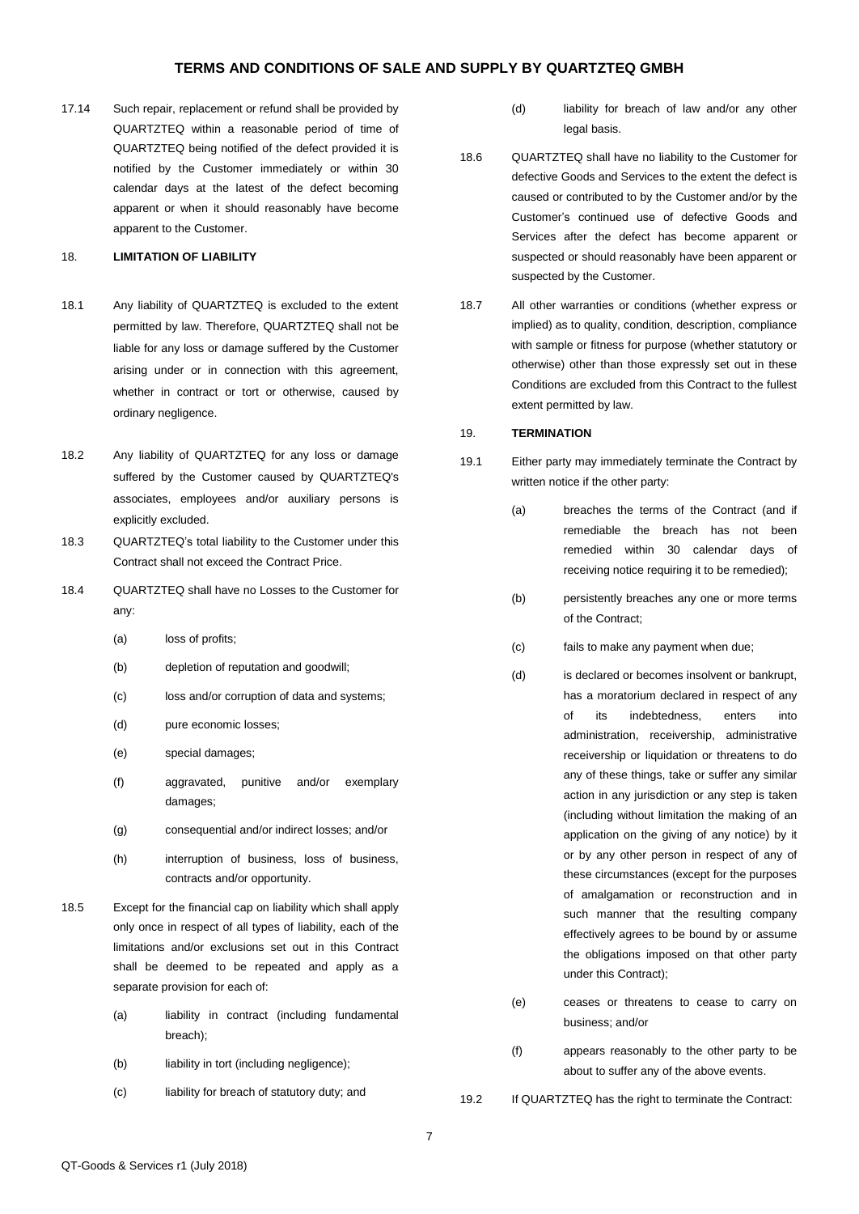17.14 Such repair, replacement or refund shall be provided by QUARTZTEQ within a reasonable period of time of QUARTZTEQ being notified of the defect provided it is notified by the Customer immediately or within 30 calendar days at the latest of the defect becoming apparent or when it should reasonably have become apparent to the Customer.

## 18. LIMITATION OF LIABILITY

18.1 Any liability of QUARTZTEQ is excluded to the extent permitted by law. Therefore, QUARTZTEQ shall not be liable for any loss or damage suffered by the Customer arising under or in connection with this agreement, whether in contract or tort or otherwise, caused by ordinary negligence.

18.2 Any liability of QUARTZTEQ for any loss or damage suffered by the Customer caused by QUARTZTEQ's associates, employees and/or auxiliary persons is explicitly excluded.

18.3 QUARTZTEQ's total liability to the Customer under this Contract shall not exceed the Contract Price.

18.4 QUARTZTEQ shall have no Losses to the Customer for any:

- (a) loss of profits;
- (b) depletion of reputation and goodwill;
- (c) loss and/or corruption of data and systems;
- (d) pure economic losses;
- (e) special damages;
- (f) aggravated, punitive and/or exemplary damages;
- (g) consequential and/or indirect losses; and/or
- (h) interruption of business, loss of business, contracts and/or opportunity.

18.5 Except for the financial cap on liability which shall apply only once in respect of all types of liability, each of the limitations and/or exclusions set out in this Contract shall be deemed to be repeated and apply as a separate provision for each of:

- (a) liability in contract (including fundamental breach);
- (b) liability in tort (including negligence);
- (c) liability for breach of statutory duty; and
- (d) liability for breach of law and/or any other legal basis.

18.6 QUARTZTEQ shall have no liability to the Customer for defective Goods and Services to the extent the defect is caused or contributed to by the Customer and/or by the Customer's continued use of defective Goods and Services after the defect has become apparent or suspected or should reasonably have been apparent or suspected by the Customer.

18.7 All other warranties or conditions (whether express or implied) as to quality, condition, description, compliance with sample or fitness for purpose (whether statutory or otherwise) other than those expressly set out in these Conditions are excluded from this Contract to the fullest extent permitted by law.

## 19. TERMINATION

19.1 Either party may immediately terminate the Contract by written notice if the other party:

- (a) breaches the terms of the Contract (and if remediable the breach has not been remedied within 30 calendar days of receiving notice requiring it to be remedied);
- (b) persistently breaches any one or more terms of the Contract;
- (c) fails to make any payment when due;
- (d) is declared or becomes insolvent or bankrupt, has a moratorium declared in respect of any of its indebtedness, enters into administration, receivership, administrative receivership or liquidation or threatens to do any of these things, take or suffer any similar action in any jurisdiction or any step is taken (including without limitation the making of an application on the giving of any notice) by it or by any other person in respect of any of these circumstances (except for the purposes of amalgamation or reconstruction and in such manner that the resulting company effectively agrees to be bound by or assume the obligations imposed on that other party under this Contract);
- (e) ceases or threatens to cease to carry on business; and/or
- (f) appears reasonably to the other party to be about to suffer any of the above events.

19.2 If QUARTZTEQ has the right to terminate the Contract: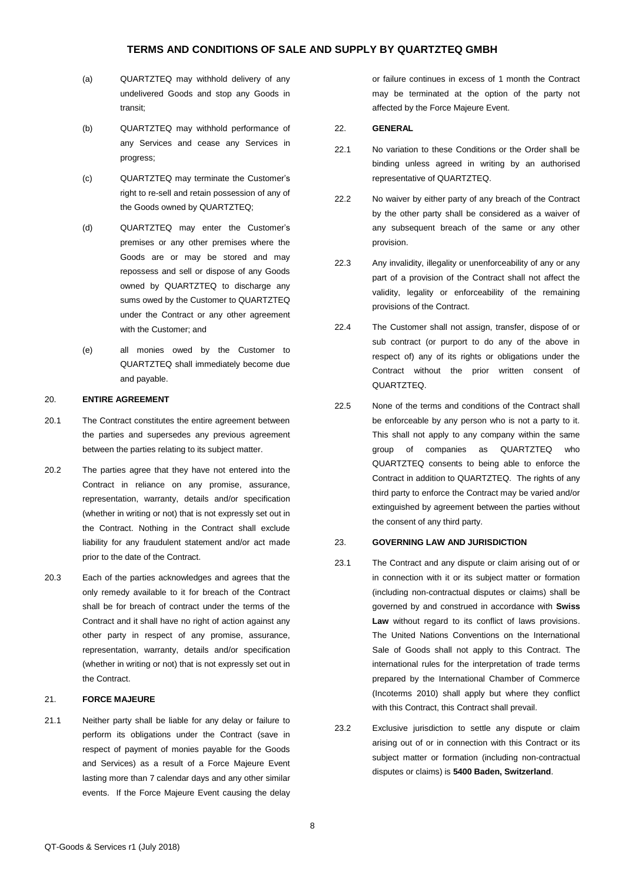(a) QUARTZTEQ may withhold delivery of any undelivered Goods and stop any Goods in transit;

(b) QUARTZTEQ may withhold performance of any Services and cease any Services in progress;

(c) QUARTZTEQ may terminate the Customer's right to re-sell and retain possession of any of the Goods owned by QUARTZTEQ;

(d) QUARTZTEQ may enter the Customer's premises or any other premises where the Goods are or may be stored and may repossess and sell or dispose of any Goods owned by QUARTZTEQ to discharge any sums owed by the Customer to QUARTZTEQ under the Contract or any other agreement with the Customer; and

(e) all monies owed by the Customer to QUARTZTEQ shall immediately become due and payable.

## 20. ENTIRE AGREEMENT

20.1 The Contract constitutes the entire agreement between the parties and supersedes any previous agreement between the parties relating to its subject matter.

20.2 The parties agree that they have not entered into the Contract in reliance on any promise, assurance, representation, warranty, details and/or specification (whether in writing or not) that is not expressly set out in the Contract. Nothing in the Contract shall exclude liability for any fraudulent statement and/or act made prior to the date of the Contract.

20.3 Each of the parties acknowledges and agrees that the only remedy available to it for breach of the Contract shall be for breach of contract under the terms of the Contract and it shall have no right of action against any other party in respect of any promise, assurance, representation, warranty, details and/or specification (whether in writing or not) that is not expressly set out in the Contract.

## 21. FORCE MAJEURE

21.1 Neither party shall be liable for any delay or failure to perform its obligations under the Contract (save in respect of payment of monies payable for the Goods and Services) as a result of a Force Majeure Event lasting more than 7 calendar days and any other similar events. If the Force Majeure Event causing the delay or failure continues in excess of 1 month the Contract may be terminated at the option of the party not affected by the Force Majeure Event.

## 22. GENERAL

22.1 No variation to these Conditions or the Order shall be binding unless agreed in writing by an authorised representative of QUARTZTEQ.

22.2 No waiver by either party of any breach of the Contract by the other party shall be considered as a waiver of any subsequent breach of the same or any other provision.

22.3 Any invalidity, illegality or unenforceability of any or any part of a provision of the Contract shall not affect the validity, legality or enforceability of the remaining provisions of the Contract.

22.4 The Customer shall not assign, transfer, dispose of or sub contract (or purport to do any of the above in respect of) any of its rights or obligations under the Contract without the prior written consent of QUARTZTEQ.

22.5 None of the terms and conditions of the Contract shall be enforceable by any person who is not a party to it. This shall not apply to any company within the same group of companies as QUARTZTEQ who QUARTZTEQ consents to being able to enforce the Contract in addition to QUARTZTEQ. The rights of any third party to enforce the Contract may be varied and/or extinguished by agreement between the parties without the consent of any third party.

## 23. GOVERNING LAW AND JURISDICTION

23.1 The Contract and any dispute or claim arising out of or in connection with it or its subject matter or formation (including non-contractual disputes or claims) shall be governed by and construed in accordance with **Swiss Law** without regard to its conflict of laws provisions. The United Nations Conventions on the International Sale of Goods shall not apply to this Contract. The international rules for the interpretation of trade terms prepared by the International Chamber of Commerce (Incoterms 2010) shall apply but where they conflict with this Contract, this Contract shall prevail.

23.2 Exclusive jurisdiction to settle any dispute or claim arising out of or in connection with this Contract or its subject matter or formation (including non-contractual disputes or claims) is **5400 Baden, Switzerland**.